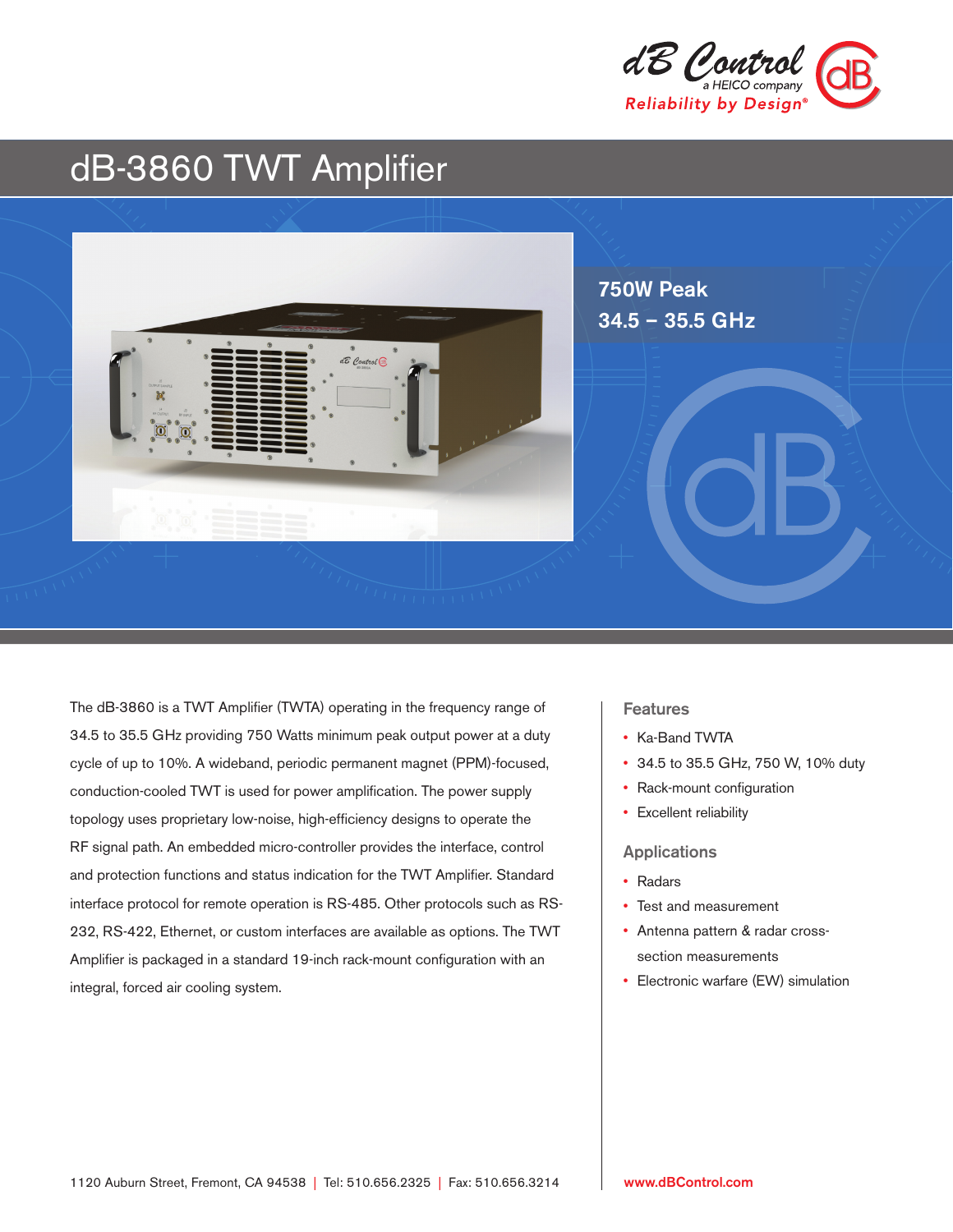dB Control
a HEICO company
Reliability by Design®

# dB-3860 TWT Amplifier

**750W Peak**
**34.5 – 35.5 GHz**

The dB-3860 is a TWT Amplifier (TWTA) operating in the frequency range of 34.5 to 35.5 GHz providing 750 Watts minimum peak output power at a duty cycle of up to 10%. A wideband, periodic permanent magnet (PPM)-focused, conduction-cooled TWT is used for power amplification. The power supply topology uses proprietary low-noise, high-efficiency designs to operate the RF signal path. An embedded micro-controller provides the interface, control and protection functions and status indication for the TWT Amplifier. Standard interface protocol for remote operation is RS-485. Other protocols such as RS-232, RS-422, Ethernet, or custom interfaces are available as options. The TWT Amplifier is packaged in a standard 19-inch rack-mount configuration with an integral, forced air cooling system.

## Features

- Ka-Band TWTA
- 34.5 to 35.5 GHz, 750 W, 10% duty
- Rack-mount configuration
- Excellent reliability

## Applications

- Radars
- Test and measurement
- Antenna pattern & radar cross-section measurements
- Electronic warfare (EW) simulation

1120 Auburn Street, Fremont, CA 94538 | Tel: 510.656.2325 | Fax: 510.656.3214

www.dBControl.com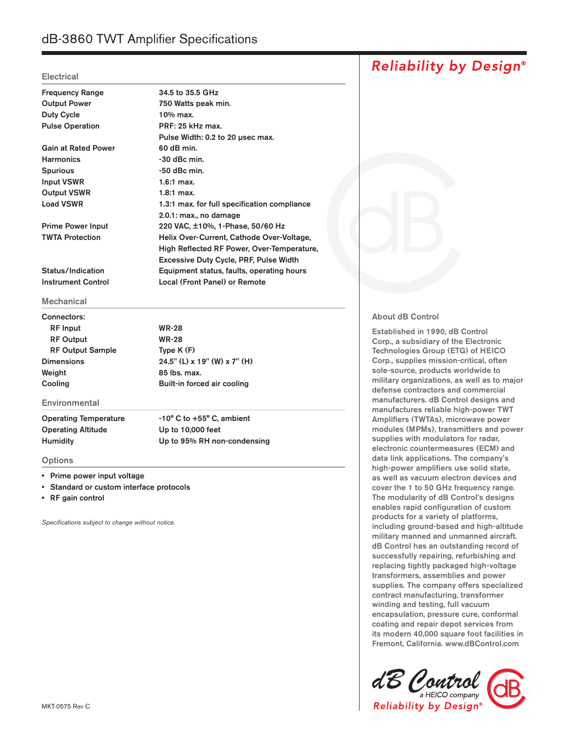# dB-3860 TWT Amplifier Specifications

## Electrical

| | |
|---|---|
| Frequency Range | 34.5 to 35.5 GHz |
| Output Power | 750 Watts peak min. |
| Duty Cycle | 10% max. |
| Pulse Operation | PRF: 25 kHz max. |
| | Pulse Width: 0.2 to 20 μsec max. |
| Gain at Rated Power | 60 dB min. |
| Harmonics | -30 dBc min. |
| Spurious | -50 dBc min. |
| Input VSWR | 1.6:1 max. |
| Output VSWR | 1.8:1 max. |
| Load VSWR | 1.3:1 max. for full specification compliance |
| | 2.0.1: max., no damage |
| Prime Power Input | 220 VAC, ±10%, 1-Phase, 50/60 Hz |
| TWTA Protection | Helix Over-Current, Cathode Over-Voltage, High Reflected RF Power, Over-Temperature, Excessive Duty Cycle, PRF, Pulse Width |
| Status/Indication | Equipment status, faults, operating hours |
| Instrument Control | Local (Front Panel) or Remote |

## Mechanical

| | |
|---|---|
| Connectors: | |
| RF Input | WR-28 |
| RF Output | WR-28 |
| RF Output Sample | Type K (F) |
| Dimensions | 24.5" (L) x 19" (W) x 7" (H) |
| Weight | 85 lbs. max. |
| Cooling | Built-in forced air cooling |

## Environmental

| | |
|---|---|
| Operating Temperature | -10° C to +55° C, ambient |
| Operating Altitude | Up to 10,000 feet |
| Humidity | Up to 95% RH non-condensing |

## Options

- Prime power input voltage
- Standard or custom interface protocols
- RF gain control

*Specifications subject to change without notice.*

MKT-0575 Rev C

*Reliability by Design®*

## About dB Control

Established in 1990, dB Control Corp., a subsidiary of the Electronic Technologies Group (ETG) of HEICO Corp., supplies mission-critical, often sole-source, products worldwide to military organizations, as well as to major defense contractors and commercial manufacturers. dB Control designs and manufactures reliable high-power TWT Amplifiers (TWTAs), microwave power modules (MPMs), transmitters and power supplies with modulators for radar, electronic countermeasures (ECM) and data link applications. The company's high-power amplifiers use solid state, as well as vacuum electron devices and cover the 1 to 50 GHz frequency range. The modularity of dB Control's designs enables rapid configuration of custom products for a variety of platforms, including ground-based and high-altitude military manned and unmanned aircraft. dB Control has an outstanding record of successfully repairing, refurbishing and replacing tightly packaged high-voltage transformers, assemblies and power supplies. The company offers specialized contract manufacturing, transformer winding and testing, full vacuum encapsulation, pressure cure, conformal coating and repair depot services from its modern 40,000 square foot facilities in Fremont, California. www.dBControl.com

dB Control
a HEICO company
Reliability by Design®